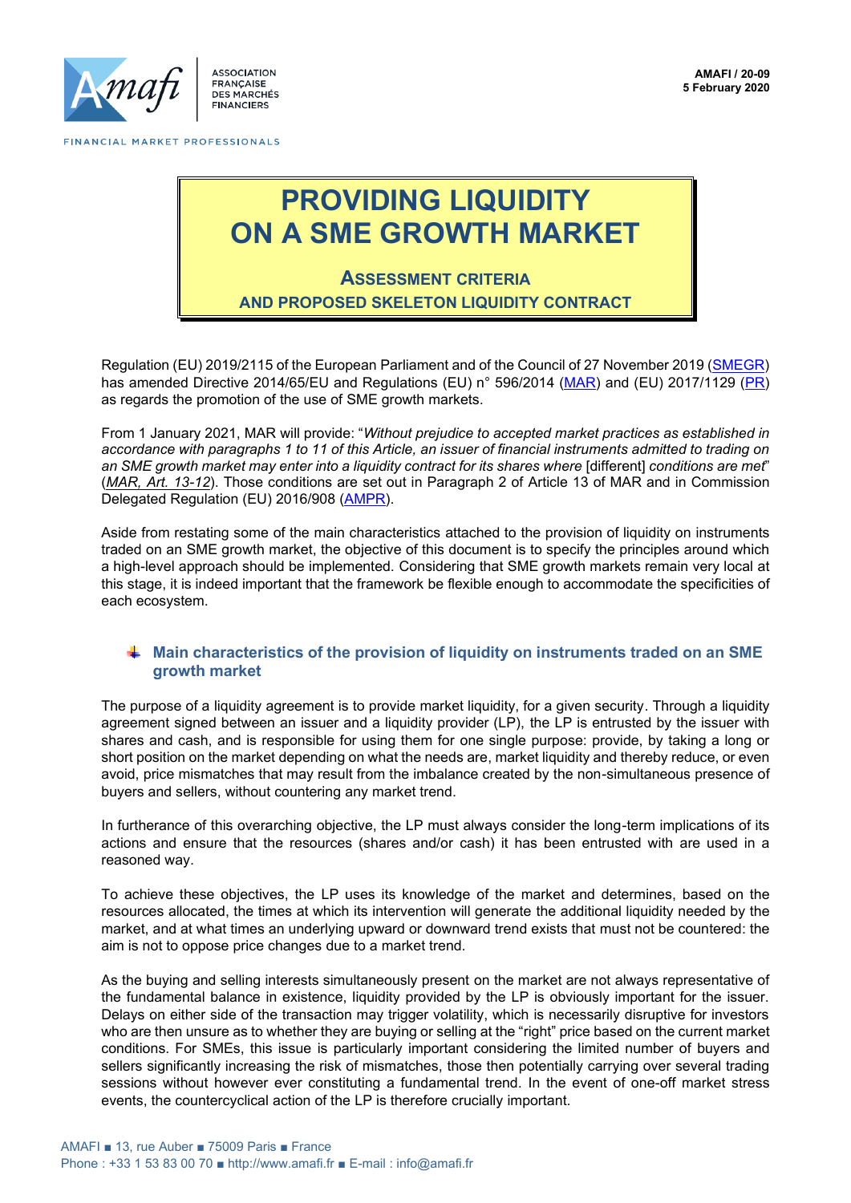AMAFI / 20-09
5 February 2020

# PROVIDING LIQUIDITY ON A SME GROWTH MARKET

## ASSESSMENT CRITERIA AND PROPOSED SKELETON LIQUIDITY CONTRACT

Regulation (EU) 2019/2115 of the European Parliament and of the Council of 27 November 2019 (SMEGR) has amended Directive 2014/65/EU and Regulations (EU) n° 596/2014 (MAR) and (EU) 2017/1129 (PR) as regards the promotion of the use of SME growth markets.

From 1 January 2021, MAR will provide: "*Without prejudice to accepted market practices as established in accordance with paragraphs 1 to 11 of this Article, an issuer of financial instruments admitted to trading on an SME growth market may enter into a liquidity contract for its shares where* [different] *conditions are met*" (*MAR, Art. 13-12*). Those conditions are set out in Paragraph 2 of Article 13 of MAR and in Commission Delegated Regulation (EU) 2016/908 (AMPR).

Aside from restating some of the main characteristics attached to the provision of liquidity on instruments traded on an SME growth market, the objective of this document is to specify the principles around which a high-level approach should be implemented. Considering that SME growth markets remain very local at this stage, it is indeed important that the framework be flexible enough to accommodate the specificities of each ecosystem.

### Main characteristics of the provision of liquidity on instruments traded on an SME growth market

The purpose of a liquidity agreement is to provide market liquidity, for a given security. Through a liquidity agreement signed between an issuer and a liquidity provider (LP), the LP is entrusted by the issuer with shares and cash, and is responsible for using them for one single purpose: provide, by taking a long or short position on the market depending on what the needs are, market liquidity and thereby reduce, or even avoid, price mismatches that may result from the imbalance created by the non-simultaneous presence of buyers and sellers, without countering any market trend.

In furtherance of this overarching objective, the LP must always consider the long-term implications of its actions and ensure that the resources (shares and/or cash) it has been entrusted with are used in a reasoned way.

To achieve these objectives, the LP uses its knowledge of the market and determines, based on the resources allocated, the times at which its intervention will generate the additional liquidity needed by the market, and at what times an underlying upward or downward trend exists that must not be countered: the aim is not to oppose price changes due to a market trend.

As the buying and selling interests simultaneously present on the market are not always representative of the fundamental balance in existence, liquidity provided by the LP is obviously important for the issuer. Delays on either side of the transaction may trigger volatility, which is necessarily disruptive for investors who are then unsure as to whether they are buying or selling at the "right" price based on the current market conditions. For SMEs, this issue is particularly important considering the limited number of buyers and sellers significantly increasing the risk of mismatches, those then potentially carrying over several trading sessions without however ever constituting a fundamental trend. In the event of one-off market stress events, the countercyclical action of the LP is therefore crucially important.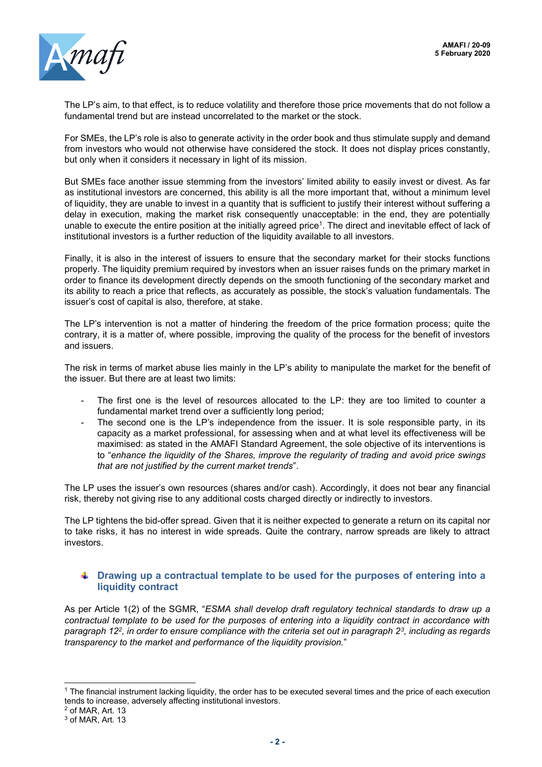The LP's aim, to that effect, is to reduce volatility and therefore those price movements that do not follow a fundamental trend but are instead uncorrelated to the market or the stock.

For SMEs, the LP's role is also to generate activity in the order book and thus stimulate supply and demand from investors who would not otherwise have considered the stock. It does not display prices constantly, but only when it considers it necessary in light of its mission.

But SMEs face another issue stemming from the investors' limited ability to easily invest or divest. As far as institutional investors are concerned, this ability is all the more important that, without a minimum level of liquidity, they are unable to invest in a quantity that is sufficient to justify their interest without suffering a delay in execution, making the market risk consequently unacceptable: in the end, they are potentially unable to execute the entire position at the initially agreed price[1]. The direct and inevitable effect of lack of institutional investors is a further reduction of the liquidity available to all investors.

Finally, it is also in the interest of issuers to ensure that the secondary market for their stocks functions properly. The liquidity premium required by investors when an issuer raises funds on the primary market in order to finance its development directly depends on the smooth functioning of the secondary market and its ability to reach a price that reflects, as accurately as possible, the stock's valuation fundamentals. The issuer's cost of capital is also, therefore, at stake.

The LP's intervention is not a matter of hindering the freedom of the price formation process; quite the contrary, it is a matter of, where possible, improving the quality of the process for the benefit of investors and issuers.

The risk in terms of market abuse lies mainly in the LP's ability to manipulate the market for the benefit of the issuer. But there are at least two limits:

- The first one is the level of resources allocated to the LP: they are too limited to counter a fundamental market trend over a sufficiently long period;
- The second one is the LP's independence from the issuer. It is sole responsible party, in its capacity as a market professional, for assessing when and at what level its effectiveness will be maximised: as stated in the AMAFI Standard Agreement, the sole objective of its interventions is to "*enhance the liquidity of the Shares, improve the regularity of trading and avoid price swings that are not justified by the current market trends*".

The LP uses the issuer's own resources (shares and/or cash). Accordingly, it does not bear any financial risk, thereby not giving rise to any additional costs charged directly or indirectly to investors.

The LP tightens the bid-offer spread. Given that it is neither expected to generate a return on its capital nor to take risks, it has no interest in wide spreads. Quite the contrary, narrow spreads are likely to attract investors.

### Drawing up a contractual template to be used for the purposes of entering into a liquidity contract

As per Article 1(2) of the SGMR, "*ESMA shall develop draft regulatory technical standards to draw up a contractual template to be used for the purposes of entering into a liquidity contract in accordance with paragraph 12[2], in order to ensure compliance with the criteria set out in paragraph 2[3], including as regards transparency to the market and performance of the liquidity provision.*"

---

[1] The financial instrument lacking liquidity, the order has to be executed several times and the price of each execution tends to increase, adversely affecting institutional investors.

[2] of MAR, Art. 13

[3] of MAR, Art. 13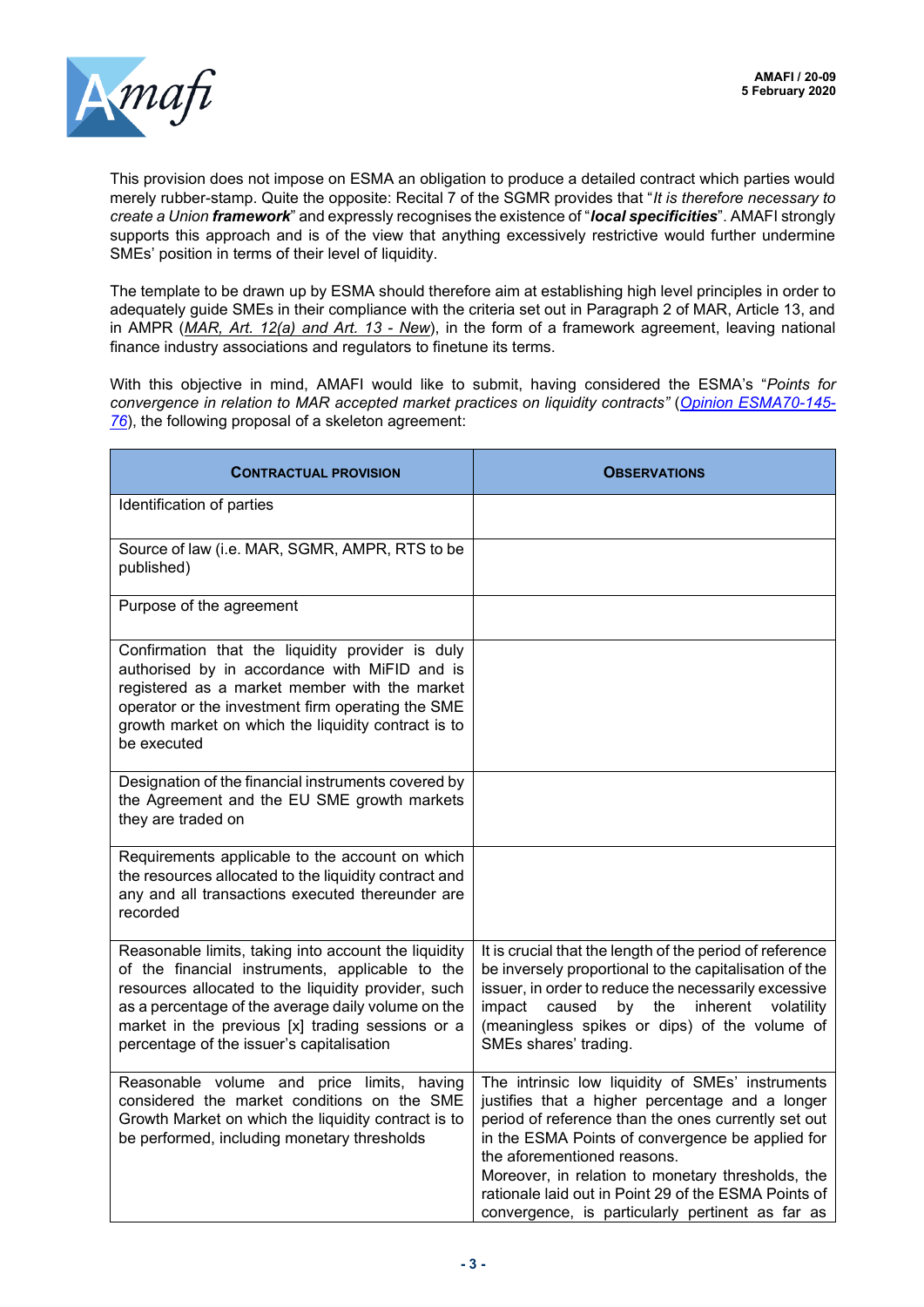This provision does not impose on ESMA an obligation to produce a detailed contract which parties would merely rubber-stamp. Quite the opposite: Recital 7 of the SGMR provides that "*It is therefore necessary to create a Union* ***framework***" and expressly recognises the existence of "***local specificities***". AMAFI strongly supports this approach and is of the view that anything excessively restrictive would further undermine SMEs' position in terms of their level of liquidity.

The template to be drawn up by ESMA should therefore aim at establishing high level principles in order to adequately guide SMEs in their compliance with the criteria set out in Paragraph 2 of MAR, Article 13, and in AMPR (*MAR, Art. 12(a) and Art. 13 - New*), in the form of a framework agreement, leaving national finance industry associations and regulators to finetune its terms.

With this objective in mind, AMAFI would like to submit, having considered the ESMA's "*Points for convergence in relation to MAR accepted market practices on liquidity contracts*" (*Opinion ESMA70-145-76*), the following proposal of a skeleton agreement:

| **Contractual provision** | **Observations** |
|---|---|
| Identification of parties | |
| Source of law (i.e. MAR, SGMR, AMPR, RTS to be published) | |
| Purpose of the agreement | |
| Confirmation that the liquidity provider is duly authorised by in accordance with MiFID and is registered as a market member with the market operator or the investment firm operating the SME growth market on which the liquidity contract is to be executed | |
| Designation of the financial instruments covered by the Agreement and the EU SME growth markets they are traded on | |
| Requirements applicable to the account on which the resources allocated to the liquidity contract and any and all transactions executed thereunder are recorded | |
| Reasonable limits, taking into account the liquidity of the financial instruments, applicable to the resources allocated to the liquidity provider, such as a percentage of the average daily volume on the market in the previous [x] trading sessions or a percentage of the issuer's capitalisation | It is crucial that the length of the period of reference be inversely proportional to the capitalisation of the issuer, in order to reduce the necessarily excessive impact caused by the inherent volatility (meaningless spikes or dips) of the volume of SMEs shares' trading. |
| Reasonable volume and price limits, having considered the market conditions on the SME Growth Market on which the liquidity contract is to be performed, including monetary thresholds | The intrinsic low liquidity of SMEs' instruments justifies that a higher percentage and a longer period of reference than the ones currently set out in the ESMA Points of convergence be applied for the aforementioned reasons.<br>Moreover, in relation to monetary thresholds, the rationale laid out in Point 29 of the ESMA Points of convergence, is particularly pertinent as far as |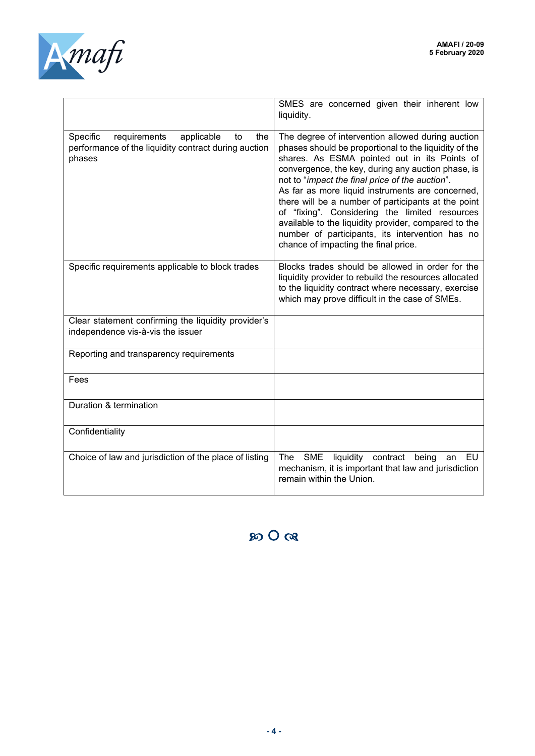| | |
|---|---|
| | SMES are concerned given their inherent low liquidity. |
| Specific requirements applicable to the performance of the liquidity contract during auction phases | The degree of intervention allowed during auction phases should be proportional to the liquidity of the shares. As ESMA pointed out in its Points of convergence, the key, during any auction phase, is not to "*impact the final price of the auction*".<br>As far as more liquid instruments are concerned, there will be a number of participants at the point of "fixing". Considering the limited resources available to the liquidity provider, compared to the number of participants, its intervention has no chance of impacting the final price. |
| Specific requirements applicable to block trades | Blocks trades should be allowed in order for the liquidity provider to rebuild the resources allocated to the liquidity contract where necessary, exercise which may prove difficult in the case of SMEs. |
| Clear statement confirming the liquidity provider's independence vis-à-vis the issuer | |
| Reporting and transparency requirements | |
| Fees | |
| Duration & termination | |
| Confidentiality | |
| Choice of law and jurisdiction of the place of listing | The SME liquidity contract being an EU mechanism, it is important that law and jurisdiction remain within the Union. |

ﮮ O ﮯ